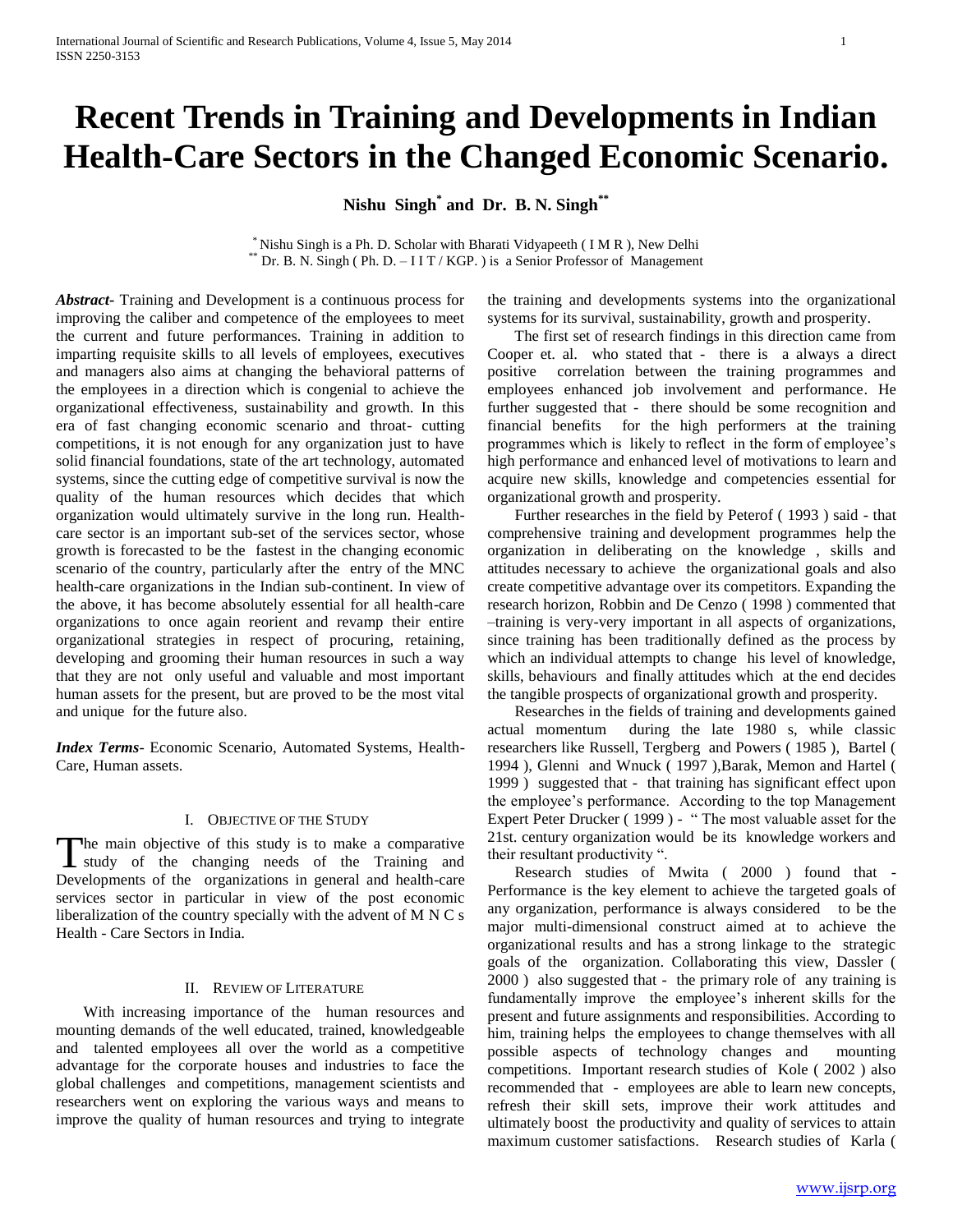# Recent Trends in Training and Developments in Indian Health-Care Sectors in the Changed Economic Scenario.

**Nishu Singh[*] and Dr. B. N. Singh[**]**

[*] Nishu Singh is a Ph. D. Scholar with Bharati Vidyapeeth ( I M R ), New Delhi
[**] Dr. B. N. Singh ( Ph. D. – I I T / KGP. ) is a Senior Professor of Management

***Abstract***- Training and Development is a continuous process for improving the caliber and competence of the employees to meet the current and future performances. Training in addition to imparting requisite skills to all levels of employees, executives and managers also aims at changing the behavioral patterns of the employees in a direction which is congenial to achieve the organizational effectiveness, sustainability and growth. In this era of fast changing economic scenario and throat- cutting competitions, it is not enough for any organization just to have solid financial foundations, state of the art technology, automated systems, since the cutting edge of competitive survival is now the quality of the human resources which decides that which organization would ultimately survive in the long run. Health-care sector is an important sub-set of the services sector, whose growth is forecasted to be the fastest in the changing economic scenario of the country, particularly after the entry of the MNC health-care organizations in the Indian sub-continent. In view of the above, it has become absolutely essential for all health-care organizations to once again reorient and revamp their entire organizational strategies in respect of procuring, retaining, developing and grooming their human resources in such a way that they are not only useful and valuable and most important human assets for the present, but are proved to be the most vital and unique for the future also.

***Index Terms***- Economic Scenario, Automated Systems, Health-Care, Human assets.

## I. Objective of the Study

The main objective of this study is to make a comparative study of the changing needs of the Training and Developments of the organizations in general and health-care services sector in particular in view of the post economic liberalization of the country specially with the advent of M N C s Health - Care Sectors in India.

## II. Review of Literature

With increasing importance of the human resources and mounting demands of the well educated, trained, knowledgeable and talented employees all over the world as a competitive advantage for the corporate houses and industries to face the global challenges and competitions, management scientists and researchers went on exploring the various ways and means to improve the quality of human resources and trying to integrate the training and developments systems into the organizational systems for its survival, sustainability, growth and prosperity.

The first set of research findings in this direction came from Cooper et. al. who stated that - there is a always a direct positive correlation between the training programmes and employees enhanced job involvement and performance. He further suggested that - there should be some recognition and financial benefits for the high performers at the training programmes which is likely to reflect in the form of employee's high performance and enhanced level of motivations to learn and acquire new skills, knowledge and competencies essential for organizational growth and prosperity.

Further researches in the field by Peterof ( 1993 ) said - that comprehensive training and development programmes help the organization in deliberating on the knowledge , skills and attitudes necessary to achieve the organizational goals and also create competitive advantage over its competitors. Expanding the research horizon, Robbin and De Cenzo ( 1998 ) commented that –training is very-very important in all aspects of organizations, since training has been traditionally defined as the process by which an individual attempts to change his level of knowledge, skills, behaviours and finally attitudes which at the end decides the tangible prospects of organizational growth and prosperity.

Researches in the fields of training and developments gained actual momentum during the late 1980 s, while classic researchers like Russell, Tergberg and Powers ( 1985 ), Bartel ( 1994 ), Glenni and Wnuck ( 1997 ),Barak, Memon and Hartel ( 1999 ) suggested that - that training has significant effect upon the employee's performance. According to the top Management Expert Peter Drucker ( 1999 ) - " The most valuable asset for the 21st. century organization would be its knowledge workers and their resultant productivity ".

Research studies of Mwita ( 2000 ) found that - Performance is the key element to achieve the targeted goals of any organization, performance is always considered to be the major multi-dimensional construct aimed at to achieve the organizational results and has a strong linkage to the strategic goals of the organization. Collaborating this view, Dassler ( 2000 ) also suggested that - the primary role of any training is fundamentally improve the employee's inherent skills for the present and future assignments and responsibilities. According to him, training helps the employees to change themselves with all possible aspects of technology changes and mounting competitions. Important research studies of Kole ( 2002 ) also recommended that - employees are able to learn new concepts, refresh their skill sets, improve their work attitudes and ultimately boost the productivity and quality of services to attain maximum customer satisfactions. Research studies of Karla (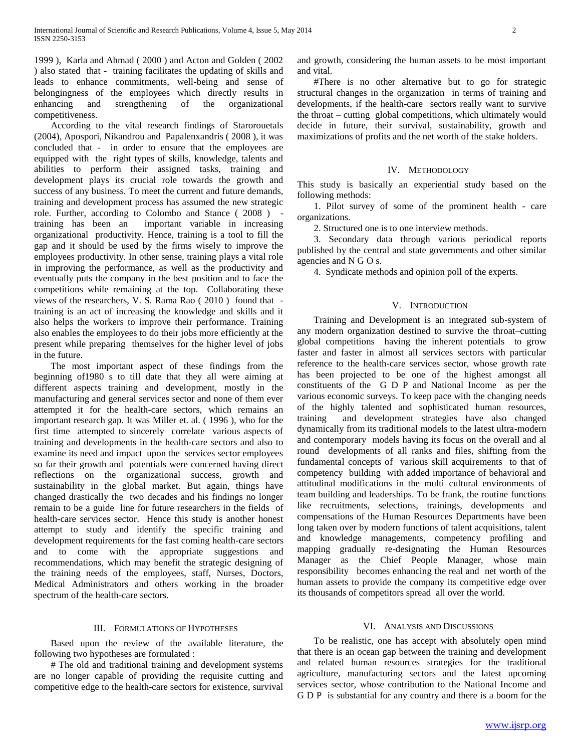1999 ), Karla and Ahmad ( 2000 ) and Acton and Golden ( 2002 ) also stated that - training facilitates the updating of skills and leads to enhance commitments, well-being and sense of belongingness of the employees which directly results in enhancing and strengthening of the organizational competitiveness.

According to the vital research findings of Starorouetals (2004), Apospori, Nikandrou and Papalenxandris ( 2008 ), it was concluded that - in order to ensure that the employees are equipped with the right types of skills, knowledge, talents and abilities to perform their assigned tasks, training and development plays its crucial role towards the growth and success of any business. To meet the current and future demands, training and development process has assumed the new strategic role. Further, according to Colombo and Stance ( 2008 ) - training has been an important variable in increasing organizational productivity. Hence, training is a tool to fill the gap and it should be used by the firms wisely to improve the employees productivity. In other sense, training plays a vital role in improving the performance, as well as the productivity and eventually puts the company in the best position and to face the competitions while remaining at the top. Collaborating these views of the researchers, V. S. Rama Rao ( 2010 ) found that - training is an act of increasing the knowledge and skills and it also helps the workers to improve their performance. Training also enables the employees to do their jobs more efficiently at the present while preparing themselves for the higher level of jobs in the future.

The most important aspect of these findings from the beginning of1980 s to till date that they all were aiming at different aspects training and development, mostly in the manufacturing and general services sector and none of them ever attempted it for the health-care sectors, which remains an important research gap. It was Miller et. al. ( 1996 ), who for the first time attempted to sincerely correlate various aspects of training and developments in the health-care sectors and also to examine its need and impact upon the services sector employees so far their growth and potentials were concerned having direct reflections on the organizational success, growth and sustainability in the global market. But again, things have changed drastically the two decades and his findings no longer remain to be a guide line for future researchers in the fields of health-care services sector. Hence this study is another honest attempt to study and identify the specific training and development requirements for the fast coming health-care sectors and to come with the appropriate suggestions and recommendations, which may benefit the strategic designing of the training needs of the employees, staff, Nurses, Doctors, Medical Administrators and others working in the broader spectrum of the health-care sectors.

## III. Formulations of Hypotheses

Based upon the review of the available literature, the following two hypotheses are formulated :

# The old and traditional training and development systems are no longer capable of providing the requisite cutting and competitive edge to the health-care sectors for existence, survival and growth, considering the human assets to be most important and vital.

#There is no other alternative but to go for strategic structural changes in the organization in terms of training and developments, if the health-care sectors really want to survive the throat – cutting global competitions, which ultimately would decide in future, their survival, sustainability, growth and maximizations of profits and the net worth of the stake holders.

## IV. Methodology

This study is basically an experiential study based on the following methods:

1. Pilot survey of some of the prominent health - care organizations.
2. Structured one is to one interview methods.
3. Secondary data through various periodical reports published by the central and state governments and other similar agencies and N G O s.
4. Syndicate methods and opinion poll of the experts.

## V. Introduction

Training and Development is an integrated sub-system of any modern organization destined to survive the throat–cutting global competitions having the inherent potentials to grow faster and faster in almost all services sectors with particular reference to the health-care services sector, whose growth rate has been projected to be one of the highest amongst all constituents of the G D P and National Income as per the various economic surveys. To keep pace with the changing needs of the highly talented and sophisticated human resources, training and development strategies have also changed dynamically from its traditional models to the latest ultra-modern and contemporary models having its focus on the overall and al round developments of all ranks and files, shifting from the fundamental concepts of various skill acquirements to that of competency building with added importance of behavioral and attitudinal modifications in the multi–cultural environments of team building and leaderships. To be frank, the routine functions like recruitments, selections, trainings, developments and compensations of the Human Resources Departments have been long taken over by modern functions of talent acquisitions, talent and knowledge managements, competency profiling and mapping gradually re-designating the Human Resources Manager as the Chief People Manager, whose main responsibility becomes enhancing the real and net worth of the human assets to provide the company its competitive edge over its thousands of competitors spread all over the world.

## VI. Analysis and Discussions

To be realistic, one has accept with absolutely open mind that there is an ocean gap between the training and development and related human resources strategies for the traditional agriculture, manufacturing sectors and the latest upcoming services sector, whose contribution to the National Income and G D P is substantial for any country and there is a boom for the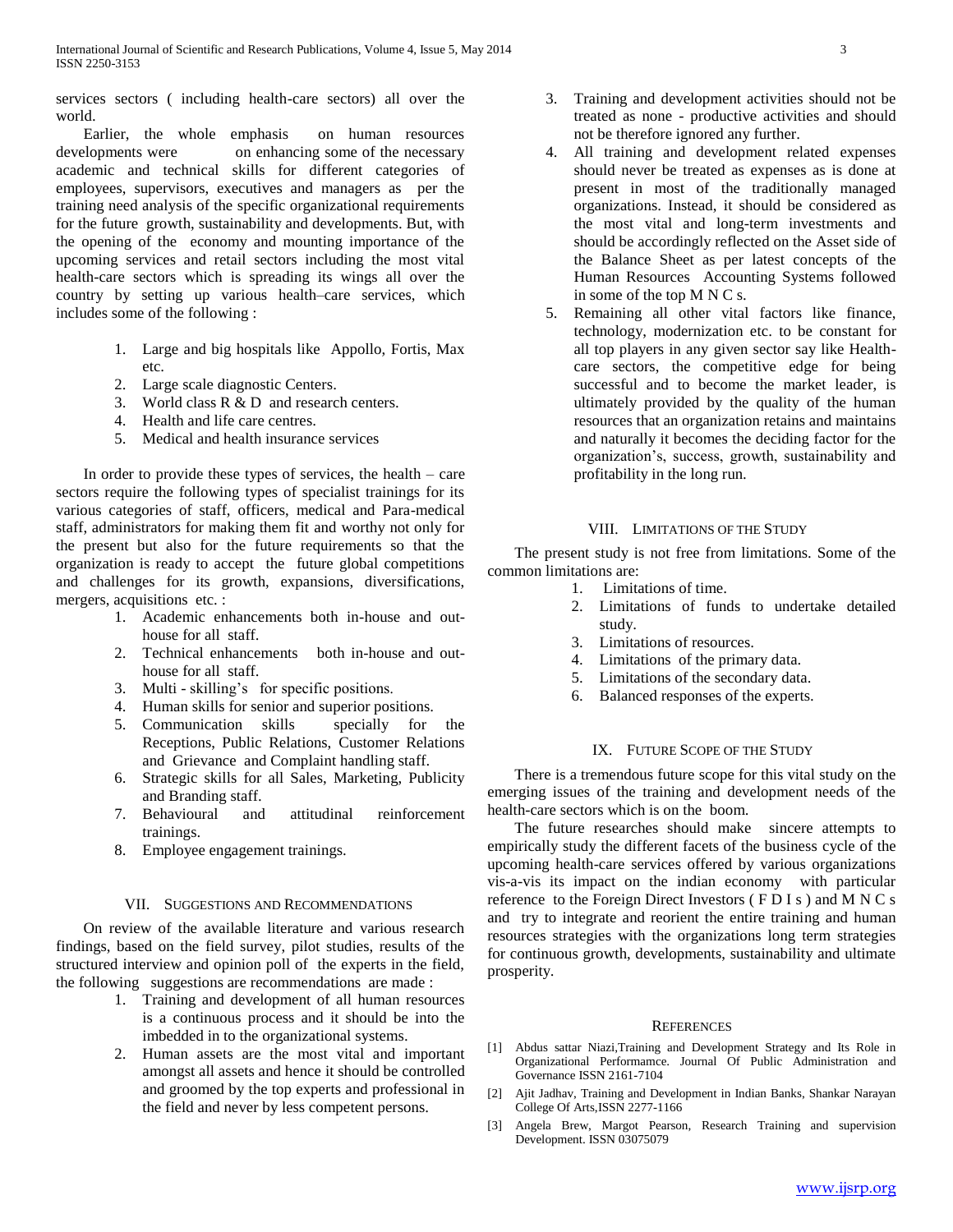services sectors ( including health-care sectors) all over the world.

Earlier, the whole emphasis on human resources developments were on enhancing some of the necessary academic and technical skills for different categories of employees, supervisors, executives and managers as per the training need analysis of the specific organizational requirements for the future growth, sustainability and developments. But, with the opening of the economy and mounting importance of the upcoming services and retail sectors including the most vital health-care sectors which is spreading its wings all over the country by setting up various health–care services, which includes some of the following :

1. Large and big hospitals like Appollo, Fortis, Max etc.
2. Large scale diagnostic Centers.
3. World class R & D and research centers.
4. Health and life care centres.
5. Medical and health insurance services

In order to provide these types of services, the health – care sectors require the following types of specialist trainings for its various categories of staff, officers, medical and Para-medical staff, administrators for making them fit and worthy not only for the present but also for the future requirements so that the organization is ready to accept the future global competitions and challenges for its growth, expansions, diversifications, mergers, acquisitions etc. :

1. Academic enhancements both in-house and out-house for all staff.
2. Technical enhancements both in-house and out-house for all staff.
3. Multi - skilling's for specific positions.
4. Human skills for senior and superior positions.
5. Communication skills specially for the Receptions, Public Relations, Customer Relations and Grievance and Complaint handling staff.
6. Strategic skills for all Sales, Marketing, Publicity and Branding staff.
7. Behavioural and attitudinal reinforcement trainings.
8. Employee engagement trainings.

## VII. Suggestions and Recommendations

On review of the available literature and various research findings, based on the field survey, pilot studies, results of the structured interview and opinion poll of the experts in the field, the following suggestions are recommendations are made :

1. Training and development of all human resources is a continuous process and it should be into the imbedded in to the organizational systems.
2. Human assets are the most vital and important amongst all assets and hence it should be controlled and groomed by the top experts and professional in the field and never by less competent persons.
3. Training and development activities should not be treated as none - productive activities and should not be therefore ignored any further.
4. All training and development related expenses should never be treated as expenses as is done at present in most of the traditionally managed organizations. Instead, it should be considered as the most vital and long-term investments and should be accordingly reflected on the Asset side of the Balance Sheet as per latest concepts of the Human Resources Accounting Systems followed in some of the top M N C s.
5. Remaining all other vital factors like finance, technology, modernization etc. to be constant for all top players in any given sector say like Health-care sectors, the competitive edge for being successful and to become the market leader, is ultimately provided by the quality of the human resources that an organization retains and maintains and naturally it becomes the deciding factor for the organization's, success, growth, sustainability and profitability in the long run.

## VIII. Limitations of the Study

The present study is not free from limitations. Some of the common limitations are:

1. Limitations of time.
2. Limitations of funds to undertake detailed study.
3. Limitations of resources.
4. Limitations of the primary data.
5. Limitations of the secondary data.
6. Balanced responses of the experts.

## IX. Future Scope of the Study

There is a tremendous future scope for this vital study on the emerging issues of the training and development needs of the health-care sectors which is on the boom.

The future researches should make sincere attempts to empirically study the different facets of the business cycle of the upcoming health-care services offered by various organizations vis-a-vis its impact on the indian economy with particular reference to the Foreign Direct Investors ( F D I s ) and M N C s and try to integrate and reorient the entire training and human resources strategies with the organizations long term strategies for continuous growth, developments, sustainability and ultimate prosperity.

## References

[1] Abdus sattar Niazi,Training and Development Strategy and Its Role in Organizational Performamce. Journal Of Public Administration and Governance ISSN 2161-7104

[2] Ajit Jadhav, Training and Development in Indian Banks, Shankar Narayan College Of Arts,ISSN 2277-1166

[3] Angela Brew, Margot Pearson, Research Training and supervision Development. ISSN 03075079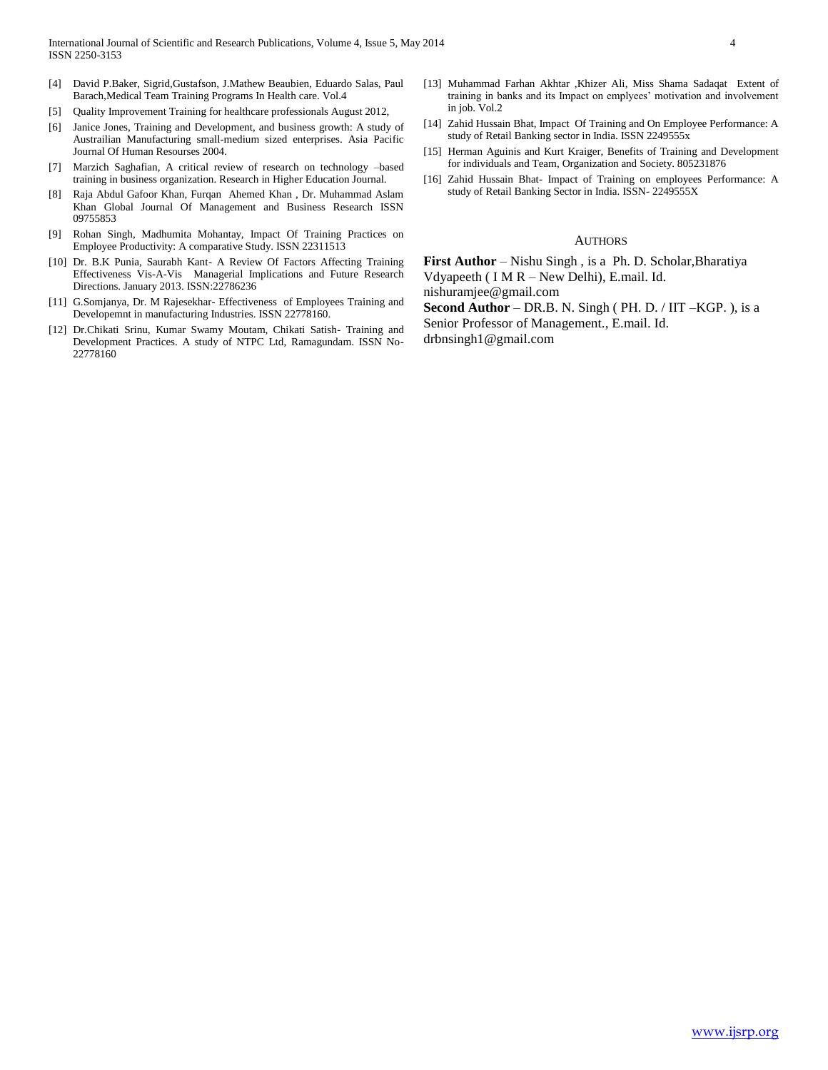[4] David P.Baker, Sigrid,Gustafson, J.Mathew Beaubien, Eduardo Salas, Paul Barach,Medical Team Training Programs In Health care. Vol.4

[5] Quality Improvement Training for healthcare professionals August 2012,

[6] Janice Jones, Training and Development, and business growth: A study of Austrailian Manufacturing small-medium sized enterprises. Asia Pacific Journal Of Human Resourses 2004.

[7] Marzich Saghafian, A critical review of research on technology –based training in business organization. Research in Higher Education Journal.

[8] Raja Abdul Gafoor Khan, Furqan Ahemed Khan , Dr. Muhammad Aslam Khan Global Journal Of Management and Business Research ISSN 09755853

[9] Rohan Singh, Madhumita Mohantay, Impact Of Training Practices on Employee Productivity: A comparative Study. ISSN 22311513

[10] Dr. B.K Punia, Saurabh Kant- A Review Of Factors Affecting Training Effectiveness Vis-A-Vis Managerial Implications and Future Research Directions. January 2013. ISSN:22786236

[11] G.Somjanya, Dr. M Rajesekhar- Effectiveness of Employees Training and Developemnt in manufacturing Industries. ISSN 22778160.

[12] Dr.Chikati Srinu, Kumar Swamy Moutam, Chikati Satish- Training and Development Practices. A study of NTPC Ltd, Ramagundam. ISSN No-22778160

[13] Muhammad Farhan Akhtar ,Khizer Ali, Miss Shama Sadaqat Extent of training in banks and its Impact on emplyees' motivation and involvement in job. Vol.2

[14] Zahid Hussain Bhat, Impact Of Training and On Employee Performance: A study of Retail Banking sector in India. ISSN 2249555x

[15] Herman Aguinis and Kurt Kraiger, Benefits of Training and Development for individuals and Team, Organization and Society. 805231876

[16] Zahid Hussain Bhat- Impact of Training on employees Performance: A study of Retail Banking Sector in India. ISSN- 2249555X

## AUTHORS

**First Author** – Nishu Singh , is a Ph. D. Scholar,Bharatiya Vdyapeeth ( I M R – New Delhi), E.mail. Id. nishuramjee@gmail.com

**Second Author** – DR.B. N. Singh ( PH. D. / IIT –KGP. ), is a Senior Professor of Management., E.mail. Id. drbnsingh1@gmail.com